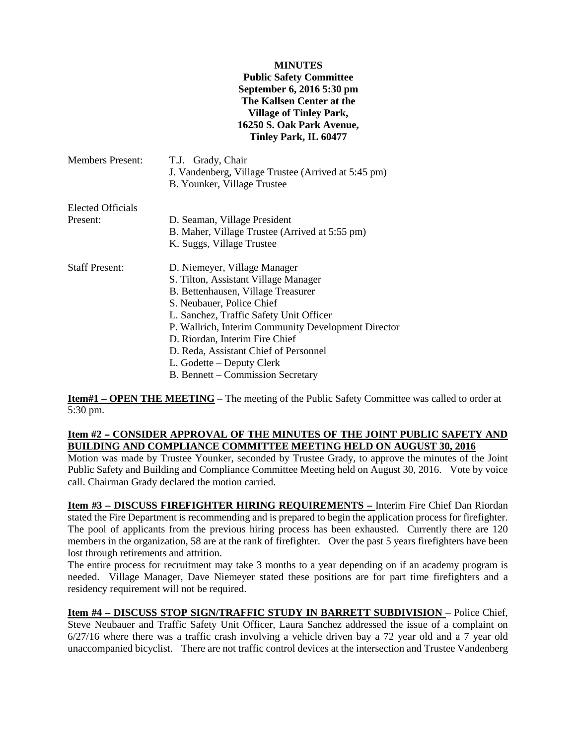**MINUTES**
**Public Safety Committee**
**September 6, 2016 5:30 pm**
**The Kallsen Center at the**
**Village of Tinley Park,**
**16250 S. Oak Park Avenue,**
**Tinley Park, IL 60477**

| | |
|---|---|
| Members Present: | T.J. Grady, Chair<br>J. Vandenberg, Village Trustee (Arrived at 5:45 pm)<br>B. Younker, Village Trustee |
| Elected Officials Present: | D. Seaman, Village President<br>B. Maher, Village Trustee (Arrived at 5:55 pm)<br>K. Suggs, Village Trustee |
| Staff Present: | D. Niemeyer, Village Manager<br>S. Tilton, Assistant Village Manager<br>B. Bettenhausen, Village Treasurer<br>S. Neubauer, Police Chief<br>L. Sanchez, Traffic Safety Unit Officer<br>P. Wallrich, Interim Community Development Director<br>D. Riordan, Interim Fire Chief<br>D. Reda, Assistant Chief of Personnel<br>L. Godette – Deputy Clerk<br>B. Bennett – Commission Secretary |

**Item#1 – OPEN THE MEETING** – The meeting of the Public Safety Committee was called to order at 5:30 pm.

**Item #2 – CONSIDER APPROVAL OF THE MINUTES OF THE JOINT PUBLIC SAFETY AND BUILDING AND COMPLIANCE COMMITTEE MEETING HELD ON AUGUST 30, 2016**
Motion was made by Trustee Younker, seconded by Trustee Grady, to approve the minutes of the Joint Public Safety and Building and Compliance Committee Meeting held on August 30, 2016. Vote by voice call. Chairman Grady declared the motion carried.

**Item #3 – DISCUSS FIREFIGHTER HIRING REQUIREMENTS –** Interim Fire Chief Dan Riordan stated the Fire Department is recommending and is prepared to begin the application process for firefighter. The pool of applicants from the previous hiring process has been exhausted. Currently there are 120 members in the organization, 58 are at the rank of firefighter. Over the past 5 years firefighters have been lost through retirements and attrition.
The entire process for recruitment may take 3 months to a year depending on if an academy program is needed. Village Manager, Dave Niemeyer stated these positions are for part time firefighters and a residency requirement will not be required.

**Item #4 – DISCUSS STOP SIGN/TRAFFIC STUDY IN BARRETT SUBDIVISION** – Police Chief, Steve Neubauer and Traffic Safety Unit Officer, Laura Sanchez addressed the issue of a complaint on 6/27/16 where there was a traffic crash involving a vehicle driven bay a 72 year old and a 7 year old unaccompanied bicyclist. There are not traffic control devices at the intersection and Trustee Vandenberg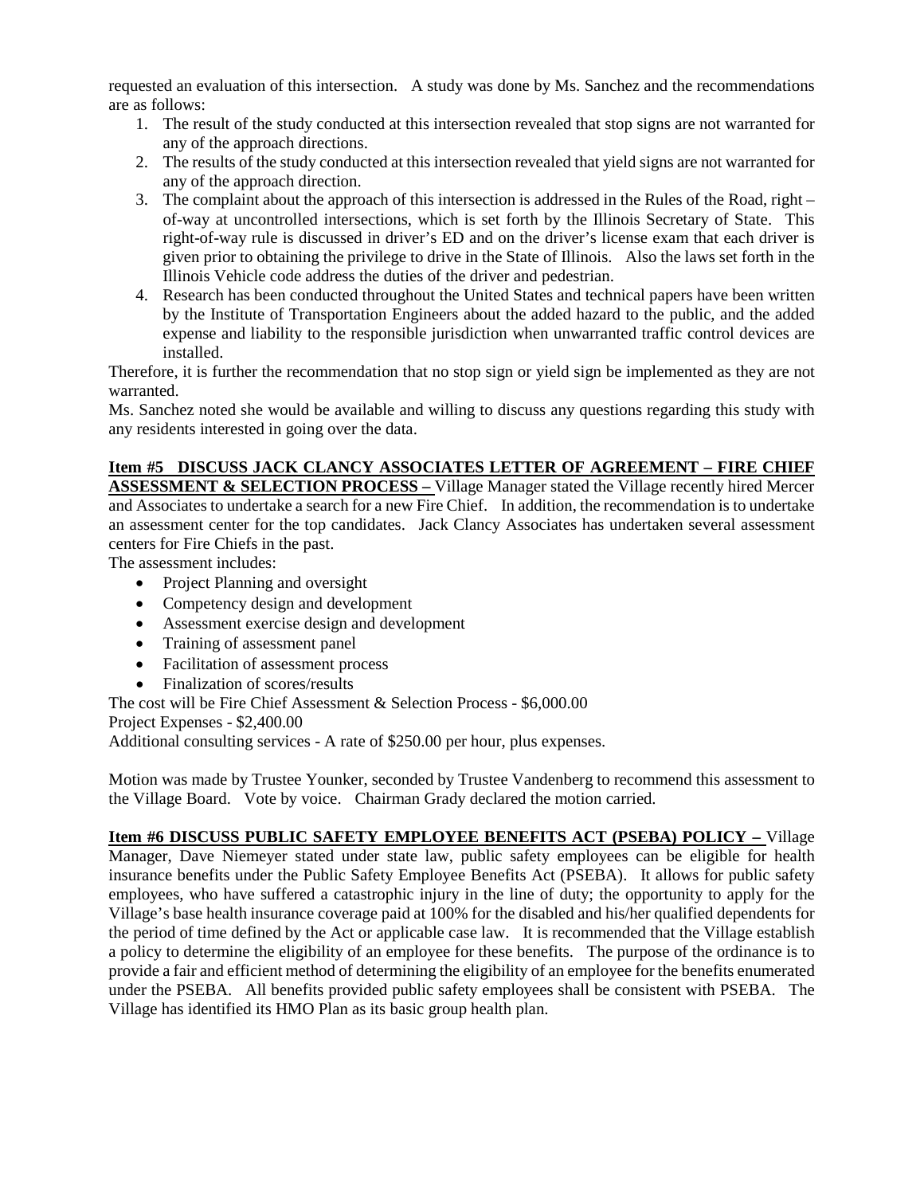requested an evaluation of this intersection. A study was done by Ms. Sanchez and the recommendations are as follows:

1. The result of the study conducted at this intersection revealed that stop signs are not warranted for any of the approach directions.
2. The results of the study conducted at this intersection revealed that yield signs are not warranted for any of the approach direction.
3. The complaint about the approach of this intersection is addressed in the Rules of the Road, right – of-way at uncontrolled intersections, which is set forth by the Illinois Secretary of State. This right-of-way rule is discussed in driver's ED and on the driver's license exam that each driver is given prior to obtaining the privilege to drive in the State of Illinois. Also the laws set forth in the Illinois Vehicle code address the duties of the driver and pedestrian.
4. Research has been conducted throughout the United States and technical papers have been written by the Institute of Transportation Engineers about the added hazard to the public, and the added expense and liability to the responsible jurisdiction when unwarranted traffic control devices are installed.

Therefore, it is further the recommendation that no stop sign or yield sign be implemented as they are not warranted.

Ms. Sanchez noted she would be available and willing to discuss any questions regarding this study with any residents interested in going over the data.

**Item #5 DISCUSS JACK CLANCY ASSOCIATES LETTER OF AGREEMENT – FIRE CHIEF ASSESSMENT & SELECTION PROCESS –** Village Manager stated the Village recently hired Mercer and Associates to undertake a search for a new Fire Chief. In addition, the recommendation is to undertake an assessment center for the top candidates. Jack Clancy Associates has undertaken several assessment centers for Fire Chiefs in the past.

The assessment includes:

- Project Planning and oversight
- Competency design and development
- Assessment exercise design and development
- Training of assessment panel
- Facilitation of assessment process
- Finalization of scores/results

The cost will be Fire Chief Assessment & Selection Process - $6,000.00
Project Expenses - $2,400.00
Additional consulting services - A rate of $250.00 per hour, plus expenses.

Motion was made by Trustee Younker, seconded by Trustee Vandenberg to recommend this assessment to the Village Board. Vote by voice. Chairman Grady declared the motion carried.

**Item #6 DISCUSS PUBLIC SAFETY EMPLOYEE BENEFITS ACT (PSEBA) POLICY –** Village Manager, Dave Niemeyer stated under state law, public safety employees can be eligible for health insurance benefits under the Public Safety Employee Benefits Act (PSEBA). It allows for public safety employees, who have suffered a catastrophic injury in the line of duty; the opportunity to apply for the Village's base health insurance coverage paid at 100% for the disabled and his/her qualified dependents for the period of time defined by the Act or applicable case law. It is recommended that the Village establish a policy to determine the eligibility of an employee for these benefits. The purpose of the ordinance is to provide a fair and efficient method of determining the eligibility of an employee for the benefits enumerated under the PSEBA. All benefits provided public safety employees shall be consistent with PSEBA. The Village has identified its HMO Plan as its basic group health plan.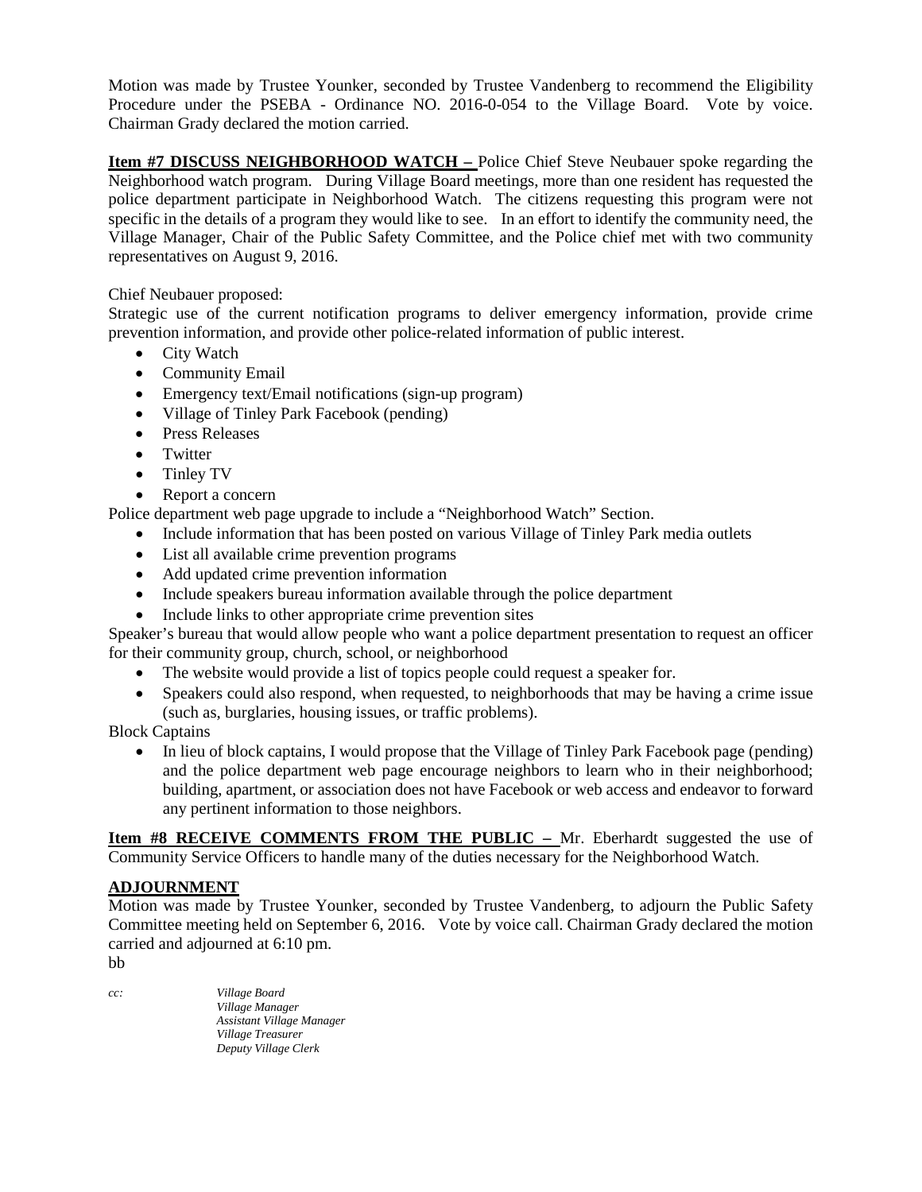Motion was made by Trustee Younker, seconded by Trustee Vandenberg to recommend the Eligibility Procedure under the PSEBA - Ordinance NO. 2016-0-054 to the Village Board. Vote by voice. Chairman Grady declared the motion carried.

**Item #7 DISCUSS NEIGHBORHOOD WATCH –** Police Chief Steve Neubauer spoke regarding the Neighborhood watch program. During Village Board meetings, more than one resident has requested the police department participate in Neighborhood Watch. The citizens requesting this program were not specific in the details of a program they would like to see. In an effort to identify the community need, the Village Manager, Chair of the Public Safety Committee, and the Police chief met with two community representatives on August 9, 2016.

Chief Neubauer proposed:

Strategic use of the current notification programs to deliver emergency information, provide crime prevention information, and provide other police-related information of public interest.

- City Watch
- Community Email
- Emergency text/Email notifications (sign-up program)
- Village of Tinley Park Facebook (pending)
- Press Releases
- Twitter
- Tinley TV
- Report a concern

Police department web page upgrade to include a "Neighborhood Watch" Section.

- Include information that has been posted on various Village of Tinley Park media outlets
- List all available crime prevention programs
- Add updated crime prevention information
- Include speakers bureau information available through the police department
- Include links to other appropriate crime prevention sites

Speaker's bureau that would allow people who want a police department presentation to request an officer for their community group, church, school, or neighborhood

- The website would provide a list of topics people could request a speaker for.
- Speakers could also respond, when requested, to neighborhoods that may be having a crime issue (such as, burglaries, housing issues, or traffic problems).

Block Captains

- In lieu of block captains, I would propose that the Village of Tinley Park Facebook page (pending) and the police department web page encourage neighbors to learn who in their neighborhood; building, apartment, or association does not have Facebook or web access and endeavor to forward any pertinent information to those neighbors.

**Item #8 RECEIVE COMMENTS FROM THE PUBLIC –** Mr. Eberhardt suggested the use of Community Service Officers to handle many of the duties necessary for the Neighborhood Watch.

**ADJOURNMENT**

Motion was made by Trustee Younker, seconded by Trustee Vandenberg, to adjourn the Public Safety Committee meeting held on September 6, 2016. Vote by voice call. Chairman Grady declared the motion carried and adjourned at 6:10 pm.

bb

*cc:* *Village Board*
*Village Manager*
*Assistant Village Manager*
*Village Treasurer*
*Deputy Village Clerk*